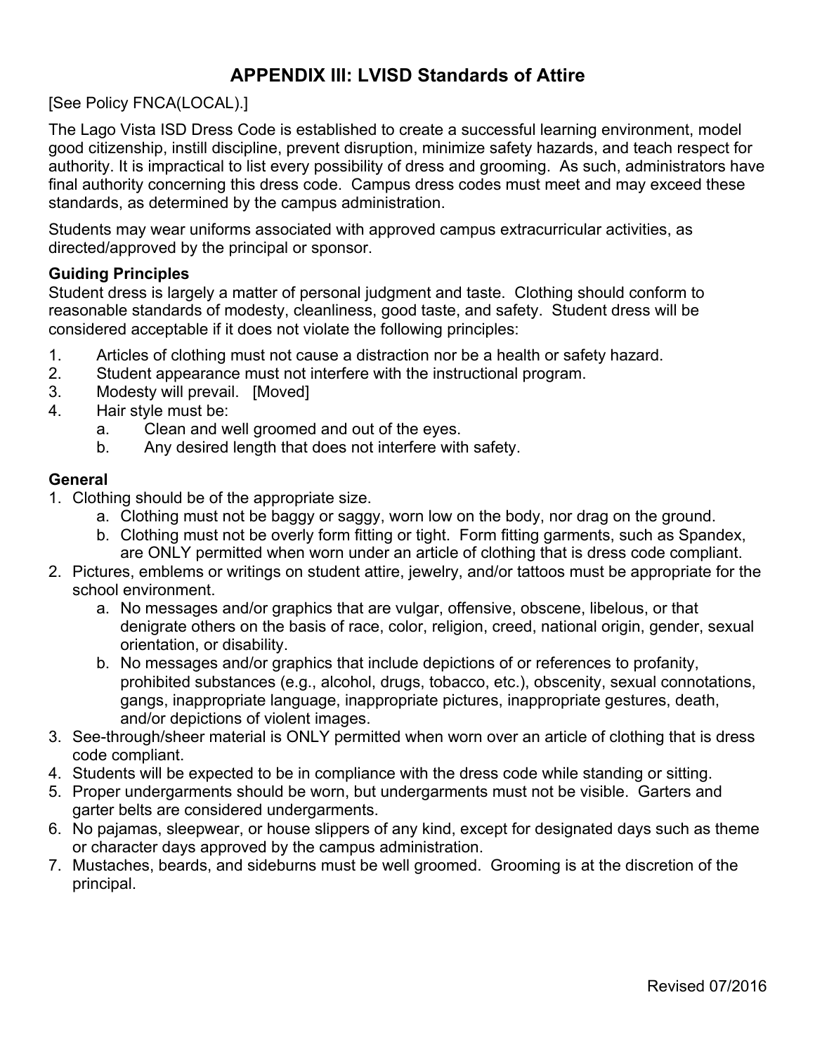# APPENDIX III: LVISD Standards of Attire

[See Policy FNCA(LOCAL).]

The Lago Vista ISD Dress Code is established to create a successful learning environment, model good citizenship, instill discipline, prevent disruption, minimize safety hazards, and teach respect for authority. It is impractical to list every possibility of dress and grooming. As such, administrators have final authority concerning this dress code. Campus dress codes must meet and may exceed these standards, as determined by the campus administration.

Students may wear uniforms associated with approved campus extracurricular activities, as directed/approved by the principal or sponsor.

**Guiding Principles**

Student dress is largely a matter of personal judgment and taste. Clothing should conform to reasonable standards of modesty, cleanliness, good taste, and safety. Student dress will be considered acceptable if it does not violate the following principles:

1. Articles of clothing must not cause a distraction nor be a health or safety hazard.
2. Student appearance must not interfere with the instructional program.
3. Modesty will prevail. [Moved]
4. Hair style must be:
   a. Clean and well groomed and out of the eyes.
   b. Any desired length that does not interfere with safety.

**General**

1. Clothing should be of the appropriate size.
   a. Clothing must not be baggy or saggy, worn low on the body, nor drag on the ground.
   b. Clothing must not be overly form fitting or tight. Form fitting garments, such as Spandex, are ONLY permitted when worn under an article of clothing that is dress code compliant.
2. Pictures, emblems or writings on student attire, jewelry, and/or tattoos must be appropriate for the school environment.
   a. No messages and/or graphics that are vulgar, offensive, obscene, libelous, or that denigrate others on the basis of race, color, religion, creed, national origin, gender, sexual orientation, or disability.
   b. No messages and/or graphics that include depictions of or references to profanity, prohibited substances (e.g., alcohol, drugs, tobacco, etc.), obscenity, sexual connotations, gangs, inappropriate language, inappropriate pictures, inappropriate gestures, death, and/or depictions of violent images.
3. See-through/sheer material is ONLY permitted when worn over an article of clothing that is dress code compliant.
4. Students will be expected to be in compliance with the dress code while standing or sitting.
5. Proper undergarments should be worn, but undergarments must not be visible. Garters and garter belts are considered undergarments.
6. No pajamas, sleepwear, or house slippers of any kind, except for designated days such as theme or character days approved by the campus administration.
7. Mustaches, beards, and sideburns must be well groomed. Grooming is at the discretion of the principal.

Revised 07/2016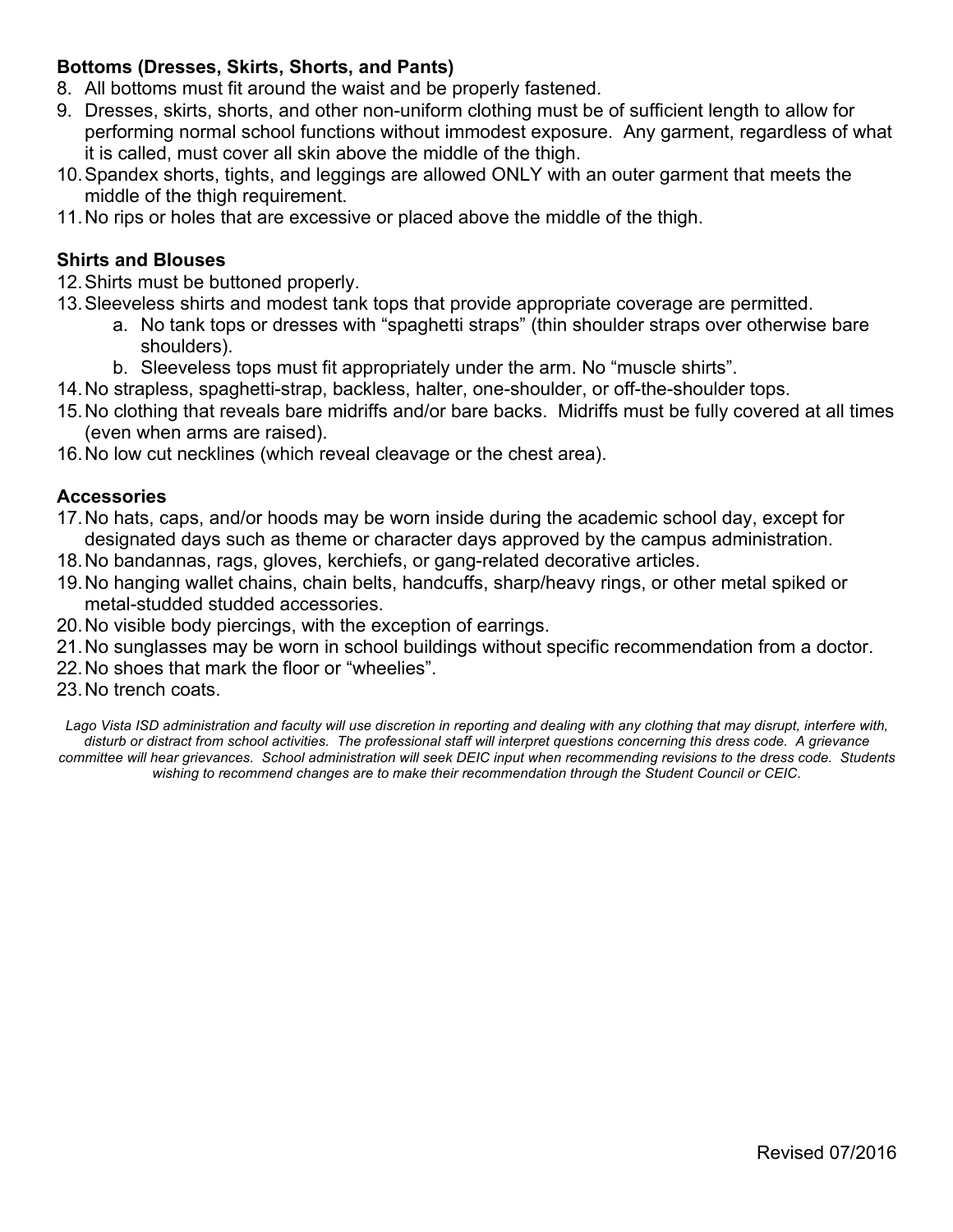**Bottoms (Dresses, Skirts, Shorts, and Pants)**

8. All bottoms must fit around the waist and be properly fastened.
9. Dresses, skirts, shorts, and other non-uniform clothing must be of sufficient length to allow for performing normal school functions without immodest exposure. Any garment, regardless of what it is called, must cover all skin above the middle of the thigh.
10. Spandex shorts, tights, and leggings are allowed ONLY with an outer garment that meets the middle of the thigh requirement.
11. No rips or holes that are excessive or placed above the middle of the thigh.

**Shirts and Blouses**

12. Shirts must be buttoned properly.
13. Sleeveless shirts and modest tank tops that provide appropriate coverage are permitted.
    a. No tank tops or dresses with "spaghetti straps" (thin shoulder straps over otherwise bare shoulders).
    b. Sleeveless tops must fit appropriately under the arm. No "muscle shirts".
14. No strapless, spaghetti-strap, backless, halter, one-shoulder, or off-the-shoulder tops.
15. No clothing that reveals bare midriffs and/or bare backs. Midriffs must be fully covered at all times (even when arms are raised).
16. No low cut necklines (which reveal cleavage or the chest area).

**Accessories**

17. No hats, caps, and/or hoods may be worn inside during the academic school day, except for designated days such as theme or character days approved by the campus administration.
18. No bandannas, rags, gloves, kerchiefs, or gang-related decorative articles.
19. No hanging wallet chains, chain belts, handcuffs, sharp/heavy rings, or other metal spiked or metal-studded studded accessories.
20. No visible body piercings, with the exception of earrings.
21. No sunglasses may be worn in school buildings without specific recommendation from a doctor.
22. No shoes that mark the floor or "wheelies".
23. No trench coats.

*Lago Vista ISD administration and faculty will use discretion in reporting and dealing with any clothing that may disrupt, interfere with, disturb or distract from school activities. The professional staff will interpret questions concerning this dress code. A grievance committee will hear grievances. School administration will seek DEIC input when recommending revisions to the dress code. Students wishing to recommend changes are to make their recommendation through the Student Council or CEIC.*

Revised 07/2016